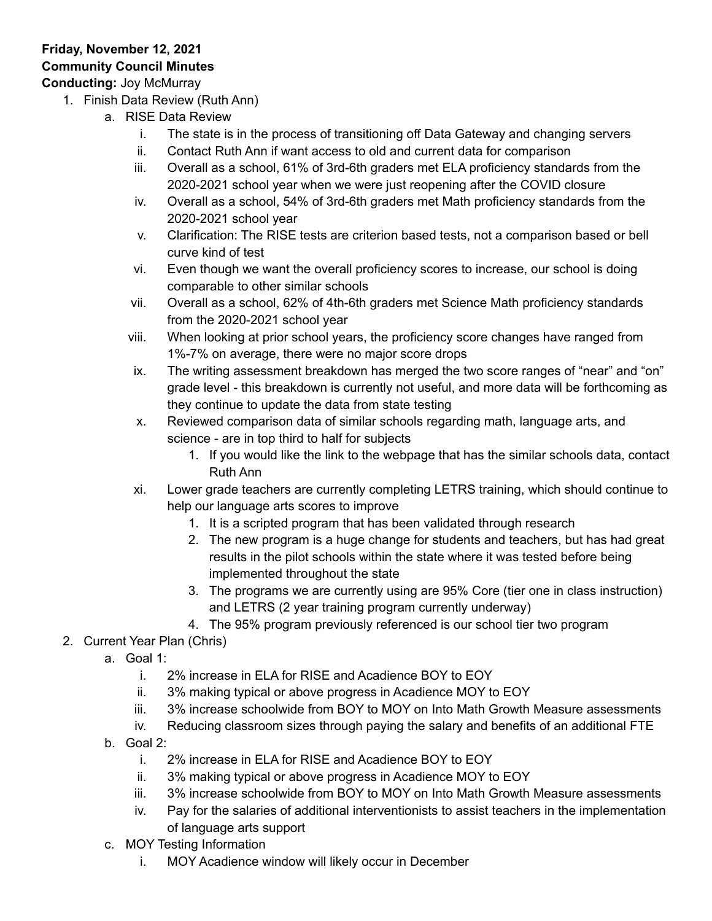**Friday, November 12, 2021**
**Community Council Minutes**
**Conducting:** Joy McMurray

1. Finish Data Review (Ruth Ann)
   a. RISE Data Review
      i. The state is in the process of transitioning off Data Gateway and changing servers
      ii. Contact Ruth Ann if want access to old and current data for comparison
      iii. Overall as a school, 61% of 3rd-6th graders met ELA proficiency standards from the 2020-2021 school year when we were just reopening after the COVID closure
      iv. Overall as a school, 54% of 3rd-6th graders met Math proficiency standards from the 2020-2021 school year
      v. Clarification: The RISE tests are criterion based tests, not a comparison based or bell curve kind of test
      vi. Even though we want the overall proficiency scores to increase, our school is doing comparable to other similar schools
      vii. Overall as a school, 62% of 4th-6th graders met Science Math proficiency standards from the 2020-2021 school year
      viii. When looking at prior school years, the proficiency score changes have ranged from 1%-7% on average, there were no major score drops
      ix. The writing assessment breakdown has merged the two score ranges of "near" and "on" grade level - this breakdown is currently not useful, and more data will be forthcoming as they continue to update the data from state testing
      x. Reviewed comparison data of similar schools regarding math, language arts, and science - are in top third to half for subjects
         1. If you would like the link to the webpage that has the similar schools data, contact Ruth Ann
      xi. Lower grade teachers are currently completing LETRS training, which should continue to help our language arts scores to improve
         1. It is a scripted program that has been validated through research
         2. The new program is a huge change for students and teachers, but has had great results in the pilot schools within the state where it was tested before being implemented throughout the state
         3. The programs we are currently using are 95% Core (tier one in class instruction) and LETRS (2 year training program currently underway)
         4. The 95% program previously referenced is our school tier two program
2. Current Year Plan (Chris)
   a. Goal 1:
      i. 2% increase in ELA for RISE and Acadience BOY to EOY
      ii. 3% making typical or above progress in Acadience MOY to EOY
      iii. 3% increase schoolwide from BOY to MOY on Into Math Growth Measure assessments
      iv. Reducing classroom sizes through paying the salary and benefits of an additional FTE
   b. Goal 2:
      i. 2% increase in ELA for RISE and Acadience BOY to EOY
      ii. 3% making typical or above progress in Acadience MOY to EOY
      iii. 3% increase schoolwide from BOY to MOY on Into Math Growth Measure assessments
      iv. Pay for the salaries of additional interventionists to assist teachers in the implementation of language arts support
   c. MOY Testing Information
      i. MOY Acadience window will likely occur in December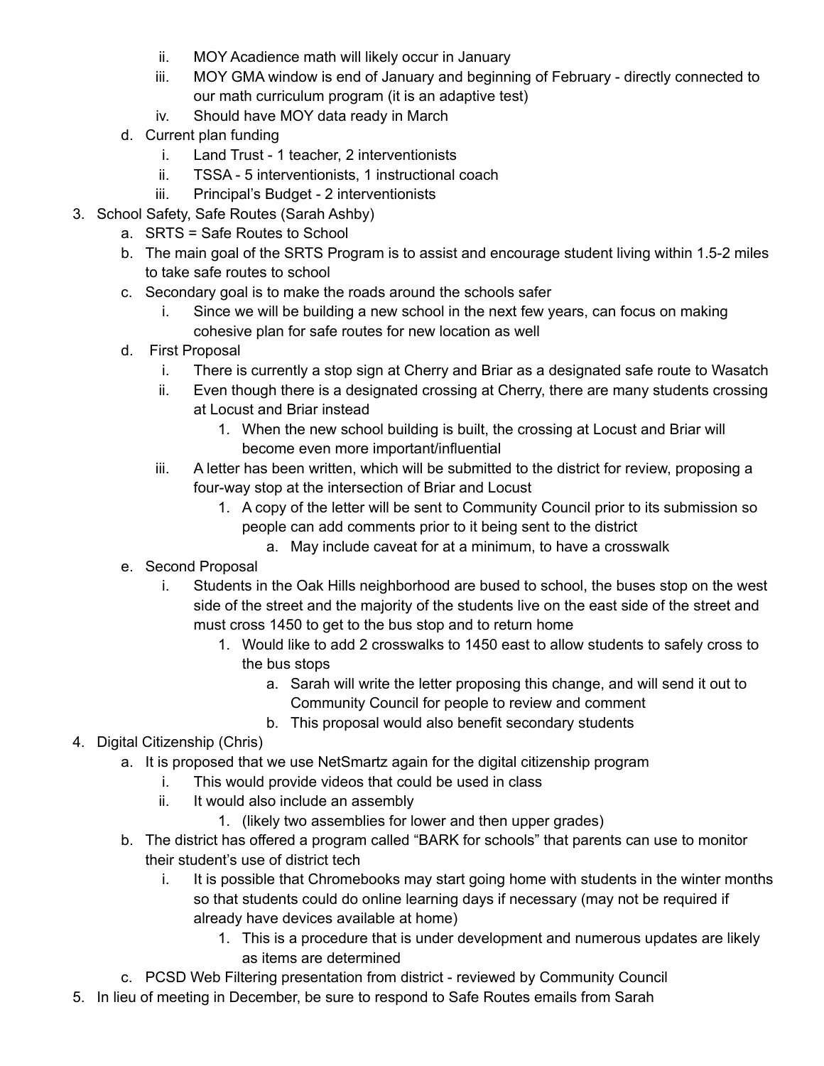ii. MOY Acadience math will likely occur in January
        iii. MOY GMA window is end of January and beginning of February - directly connected to our math curriculum program (it is an adaptive test)
        iv. Should have MOY data ready in March
    d. Current plan funding
        i. Land Trust - 1 teacher, 2 interventionists
        ii. TSSA - 5 interventionists, 1 instructional coach
        iii. Principal's Budget - 2 interventionists

3. School Safety, Safe Routes (Sarah Ashby)
    a. SRTS = Safe Routes to School
    b. The main goal of the SRTS Program is to assist and encourage student living within 1.5-2 miles to take safe routes to school
    c. Secondary goal is to make the roads around the schools safer
        i. Since we will be building a new school in the next few years, can focus on making cohesive plan for safe routes for new location as well
    d. First Proposal
        i. There is currently a stop sign at Cherry and Briar as a designated safe route to Wasatch
        ii. Even though there is a designated crossing at Cherry, there are many students crossing at Locust and Briar instead
            1. When the new school building is built, the crossing at Locust and Briar will become even more important/influential
        iii. A letter has been written, which will be submitted to the district for review, proposing a four-way stop at the intersection of Briar and Locust
            1. A copy of the letter will be sent to Community Council prior to its submission so people can add comments prior to it being sent to the district
                a. May include caveat for at a minimum, to have a crosswalk
    e. Second Proposal
        i. Students in the Oak Hills neighborhood are bused to school, the buses stop on the west side of the street and the majority of the students live on the east side of the street and must cross 1450 to get to the bus stop and to return home
            1. Would like to add 2 crosswalks to 1450 east to allow students to safely cross to the bus stops
                a. Sarah will write the letter proposing this change, and will send it out to Community Council for people to review and comment
                b. This proposal would also benefit secondary students

4. Digital Citizenship (Chris)
    a. It is proposed that we use NetSmartz again for the digital citizenship program
        i. This would provide videos that could be used in class
        ii. It would also include an assembly
            1. (likely two assemblies for lower and then upper grades)
    b. The district has offered a program called "BARK for schools" that parents can use to monitor their student's use of district tech
        i. It is possible that Chromebooks may start going home with students in the winter months so that students could do online learning days if necessary (may not be required if already have devices available at home)
            1. This is a procedure that is under development and numerous updates are likely as items are determined
    c. PCSD Web Filtering presentation from district - reviewed by Community Council

5. In lieu of meeting in December, be sure to respond to Safe Routes emails from Sarah